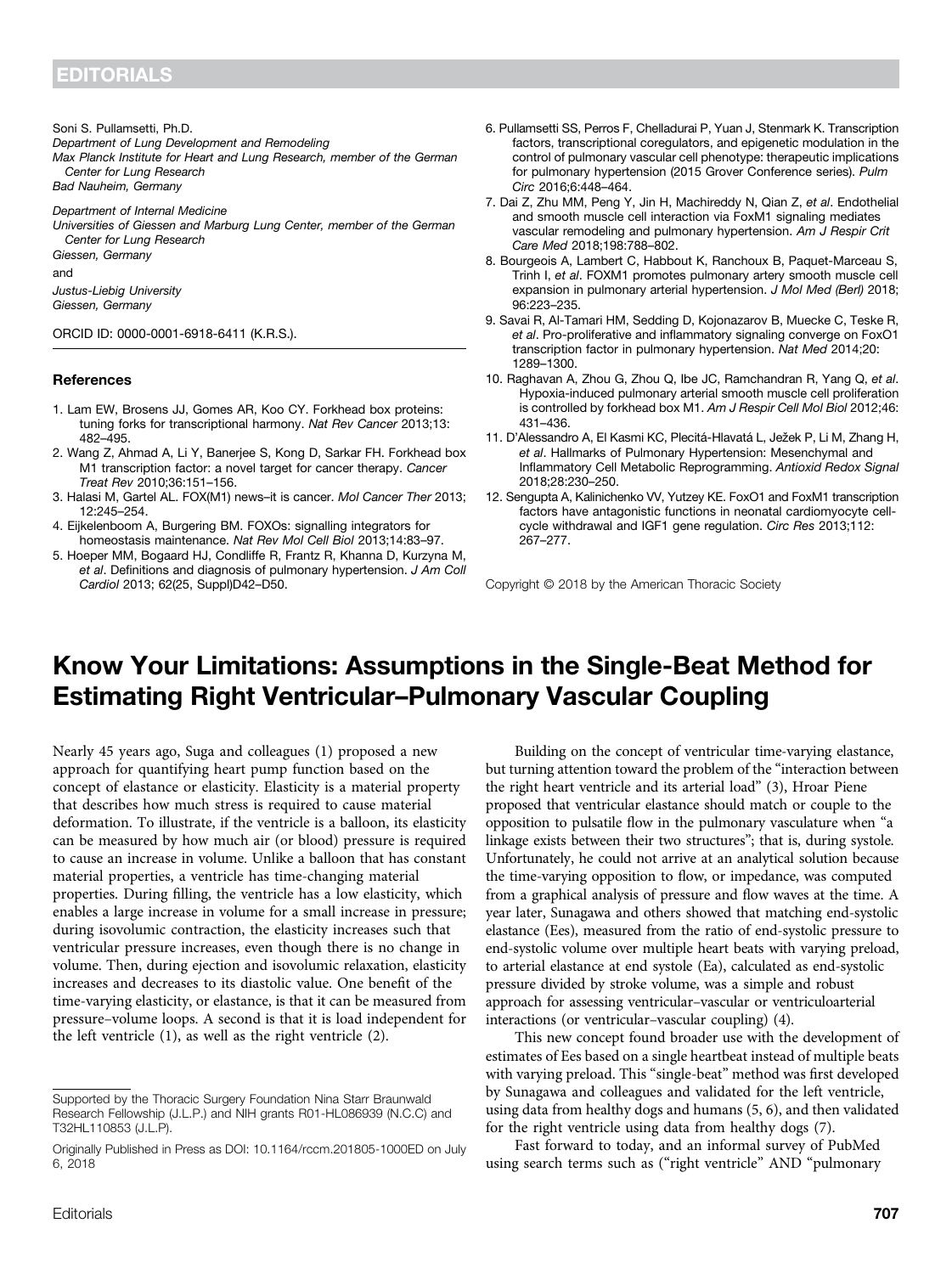Soni S. Pullamsetti, Ph.D.
*Department of Lung Development and Remodeling*
*Max Planck Institute for Heart and Lung Research, member of the German Center for Lung Research*
*Bad Nauheim, Germany*

*Department of Internal Medicine*
*Universities of Giessen and Marburg Lung Center, member of the German Center for Lung Research*
*Giessen, Germany*

and

*Justus-Liebig University*
*Giessen, Germany*

ORCID ID: 0000-0001-6918-6411 (K.R.S.).

## References

1. Lam EW, Brosens JJ, Gomes AR, Koo CY. Forkhead box proteins: tuning forks for transcriptional harmony. *Nat Rev Cancer* 2013;13: 482–495.
2. Wang Z, Ahmad A, Li Y, Banerjee S, Kong D, Sarkar FH. Forkhead box M1 transcription factor: a novel target for cancer therapy. *Cancer Treat Rev* 2010;36:151–156.
3. Halasi M, Gartel AL. FOX(M1) news–it is cancer. *Mol Cancer Ther* 2013; 12:245–254.
4. Eijkelenboom A, Burgering BM. FOXOs: signalling integrators for homeostasis maintenance. *Nat Rev Mol Cell Biol* 2013;14:83–97.
5. Hoeper MM, Bogaard HJ, Condliffe R, Frantz R, Khanna D, Kurzyna M, *et al*. Definitions and diagnosis of pulmonary hypertension. *J Am Coll Cardiol* 2013; 62(25, Suppl)D42–D50.
6. Pullamsetti SS, Perros F, Chelladurai P, Yuan J, Stenmark K. Transcription factors, transcriptional coregulators, and epigenetic modulation in the control of pulmonary vascular cell phenotype: therapeutic implications for pulmonary hypertension (2015 Grover Conference series). *Pulm Circ* 2016;6:448–464.
7. Dai Z, Zhu MM, Peng Y, Jin H, Machireddy N, Qian Z, *et al*. Endothelial and smooth muscle cell interaction via FoxM1 signaling mediates vascular remodeling and pulmonary hypertension. *Am J Respir Crit Care Med* 2018;198:788–802.
8. Bourgeois A, Lambert C, Habbout K, Ranchoux B, Paquet-Marceau S, Trinh I, *et al*. FOXM1 promotes pulmonary artery smooth muscle cell expansion in pulmonary arterial hypertension. *J Mol Med (Berl)* 2018; 96:223–235.
9. Savai R, Al-Tamari HM, Sedding D, Kojonazarov B, Muecke C, Teske R, *et al*. Pro-proliferative and inflammatory signaling converge on FoxO1 transcription factor in pulmonary hypertension. *Nat Med* 2014;20: 1289–1300.
10. Raghavan A, Zhou G, Zhou Q, Ibe JC, Ramchandran R, Yang Q, *et al*. Hypoxia-induced pulmonary arterial smooth muscle cell proliferation is controlled by forkhead box M1. *Am J Respir Cell Mol Biol* 2012;46: 431–436.
11. D'Alessandro A, El Kasmi KC, Plecitá-Hlavatá L, Ježek P, Li M, Zhang H, *et al*. Hallmarks of Pulmonary Hypertension: Mesenchymal and Inflammatory Cell Metabolic Reprogramming. *Antioxid Redox Signal* 2018;28:230–250.
12. Sengupta A, Kalinichenko VV, Yutzey KE. FoxO1 and FoxM1 transcription factors have antagonistic functions in neonatal cardiomyocyte cell-cycle withdrawal and IGF1 gene regulation. *Circ Res* 2013;112: 267–277.

Copyright © 2018 by the American Thoracic Society

# Know Your Limitations: Assumptions in the Single-Beat Method for Estimating Right Ventricular–Pulmonary Vascular Coupling

Nearly 45 years ago, Suga and colleagues (1) proposed a new approach for quantifying heart pump function based on the concept of elastance or elasticity. Elasticity is a material property that describes how much stress is required to cause material deformation. To illustrate, if the ventricle is a balloon, its elasticity can be measured by how much air (or blood) pressure is required to cause an increase in volume. Unlike a balloon that has constant material properties, a ventricle has time-changing material properties. During filling, the ventricle has a low elasticity, which enables a large increase in volume for a small increase in pressure; during isovolumic contraction, the elasticity increases such that ventricular pressure increases, even though there is no change in volume. Then, during ejection and isovolumic relaxation, elasticity increases and decreases to its diastolic value. One benefit of the time-varying elasticity, or elastance, is that it can be measured from pressure–volume loops. A second is that it is load independent for the left ventricle (1), as well as the right ventricle (2).

Building on the concept of ventricular time-varying elastance, but turning attention toward the problem of the "interaction between the right heart ventricle and its arterial load" (3), Hroar Piene proposed that ventricular elastance should match or couple to the opposition to pulsatile flow in the pulmonary vasculature when "a linkage exists between their two structures"; that is, during systole. Unfortunately, he could not arrive at an analytical solution because the time-varying opposition to flow, or impedance, was computed from a graphical analysis of pressure and flow waves at the time. A year later, Sunagawa and others showed that matching end-systolic elastance (Ees), measured from the ratio of end-systolic pressure to end-systolic volume over multiple heart beats with varying preload, to arterial elastance at end systole (Ea), calculated as end-systolic pressure divided by stroke volume, was a simple and robust approach for assessing ventricular–vascular or ventriculoarterial interactions (or ventricular–vascular coupling) (4).

This new concept found broader use with the development of estimates of Ees based on a single heartbeat instead of multiple beats with varying preload. This "single-beat" method was first developed by Sunagawa and colleagues and validated for the left ventricle, using data from healthy dogs and humans (5, 6), and then validated for the right ventricle using data from healthy dogs (7).

Fast forward to today, and an informal survey of PubMed using search terms such as ("right ventricle" AND "pulmonary

---

Supported by the Thoracic Surgery Foundation Nina Starr Braunwald Research Fellowship (J.L.P.) and NIH grants R01-HL086939 (N.C.C) and T32HL110853 (J.L.P).

Originally Published in Press as DOI: 10.1164/rccm.201805-1000ED on July 6, 2018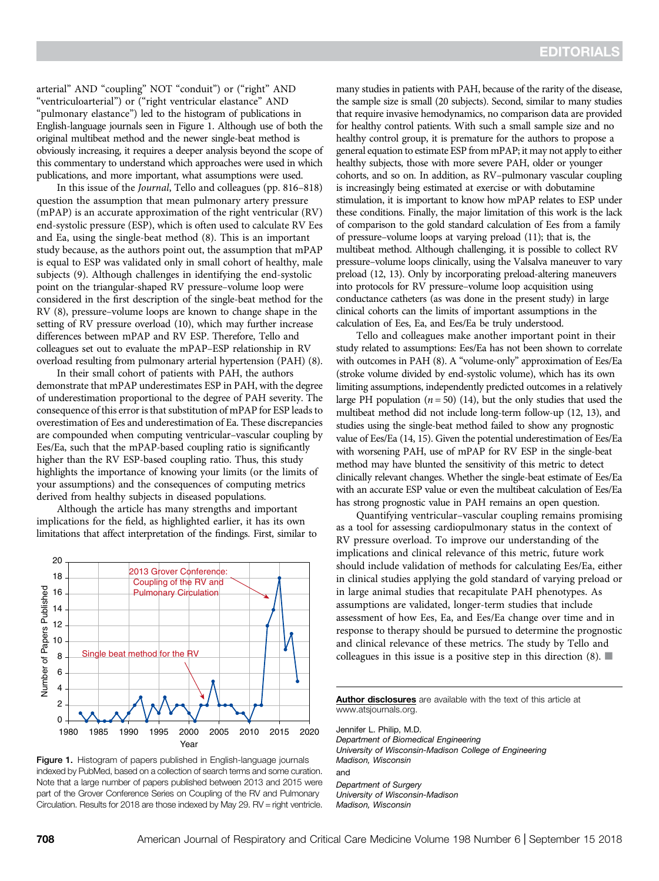arterial" AND "coupling" NOT "conduit") or ("right" AND "ventriculoarterial") or ("right ventricular elastance" AND "pulmonary elastance") led to the histogram of publications in English-language journals seen in Figure 1. Although use of both the original multibeat method and the newer single-beat method is obviously increasing, it requires a deeper analysis beyond the scope of this commentary to understand which approaches were used in which publications, and more important, what assumptions were used.

In this issue of the *Journal*, Tello and colleagues (pp. 816–818) question the assumption that mean pulmonary artery pressure (mPAP) is an accurate approximation of the right ventricular (RV) end-systolic pressure (ESP), which is often used to calculate RV Ees and Ea, using the single-beat method (8). This is an important study because, as the authors point out, the assumption that mPAP is equal to ESP was validated only in small cohort of healthy, male subjects (9). Although challenges in identifying the end-systolic point on the triangular-shaped RV pressure–volume loop were considered in the first description of the single-beat method for the RV (8), pressure–volume loops are known to change shape in the setting of RV pressure overload (10), which may further increase differences between mPAP and RV ESP. Therefore, Tello and colleagues set out to evaluate the mPAP–ESP relationship in RV overload resulting from pulmonary arterial hypertension (PAH) (8).

In their small cohort of patients with PAH, the authors demonstrate that mPAP underestimates ESP in PAH, with the degree of underestimation proportional to the degree of PAH severity. The consequence of this error is that substitution of mPAP for ESP leads to overestimation of Ees and underestimation of Ea. These discrepancies are compounded when computing ventricular–vascular coupling by Ees/Ea, such that the mPAP-based coupling ratio is significantly higher than the RV ESP-based coupling ratio. Thus, this study highlights the importance of knowing your limits (or the limits of your assumptions) and the consequences of computing metrics derived from healthy subjects in diseased populations.

Although the article has many strengths and important implications for the field, as highlighted earlier, it has its own limitations that affect interpretation of the findings. First, similar to many studies in patients with PAH, because of the rarity of the disease, the sample size is small (20 subjects). Second, similar to many studies that require invasive hemodynamics, no comparison data are provided for healthy control patients. With such a small sample size and no healthy control group, it is premature for the authors to propose a general equation to estimate ESP from mPAP; it may not apply to either healthy subjects, those with more severe PAH, older or younger cohorts, and so on. In addition, as RV–pulmonary vascular coupling is increasingly being estimated at exercise or with dobutamine stimulation, it is important to know how mPAP relates to ESP under these conditions. Finally, the major limitation of this work is the lack of comparison to the gold standard calculation of Ees from a family of pressure–volume loops at varying preload (11); that is, the multibeat method. Although challenging, it is possible to collect RV pressure–volume loops clinically, using the Valsalva maneuver to vary preload (12, 13). Only by incorporating preload-altering maneuvers into protocols for RV pressure–volume loop acquisition using conductance catheters (as was done in the present study) in large clinical cohorts can the limits of important assumptions in the calculation of Ees, Ea, and Ees/Ea be truly understood.

Tello and colleagues make another important point in their study related to assumptions: Ees/Ea has not been shown to correlate with outcomes in PAH (8). A "volume-only" approximation of Ees/Ea (stroke volume divided by end-systolic volume), which has its own limiting assumptions, independently predicted outcomes in a relatively large PH population ($n = 50$) (14), but the only studies that used the multibeat method did not include long-term follow-up (12, 13), and studies using the single-beat method failed to show any prognostic value of Ees/Ea (14, 15). Given the potential underestimation of Ees/Ea with worsening PAH, use of mPAP for RV ESP in the single-beat method may have blunted the sensitivity of this metric to detect clinically relevant changes. Whether the single-beat estimate of Ees/Ea with an accurate ESP value or even the multibeat calculation of Ees/Ea has strong prognostic value in PAH remains an open question.

Quantifying ventricular–vascular coupling remains promising as a tool for assessing cardiopulmonary status in the context of RV pressure overload. To improve our understanding of the implications and clinical relevance of this metric, future work should include validation of methods for calculating Ees/Ea, either in clinical studies applying the gold standard of varying preload or in large animal studies that recapitulate PAH phenotypes. As assumptions are validated, longer-term studies that include assessment of how Ees, Ea, and Ees/Ea change over time and in response to therapy should be pursued to determine the prognostic and clinical relevance of these metrics. The study by Tello and colleagues in this issue is a positive step in this direction (8). ■

Figure 1. Histogram of papers published in English-language journals indexed by PubMed, based on a collection of search terms and some curation. Note that a large number of papers published between 2013 and 2015 were part of the Grover Conference Series on Coupling of the RV and Pulmonary Circulation. Results for 2018 are those indexed by May 29. RV = right ventricle.

**Author disclosures** are available with the text of this article at www.atsjournals.org.

Jennifer L. Philip, M.D.
*Department of Biomedical Engineering*
*University of Wisconsin-Madison College of Engineering*
*Madison, Wisconsin*

and

*Department of Surgery*
*University of Wisconsin-Madison*
*Madison, Wisconsin*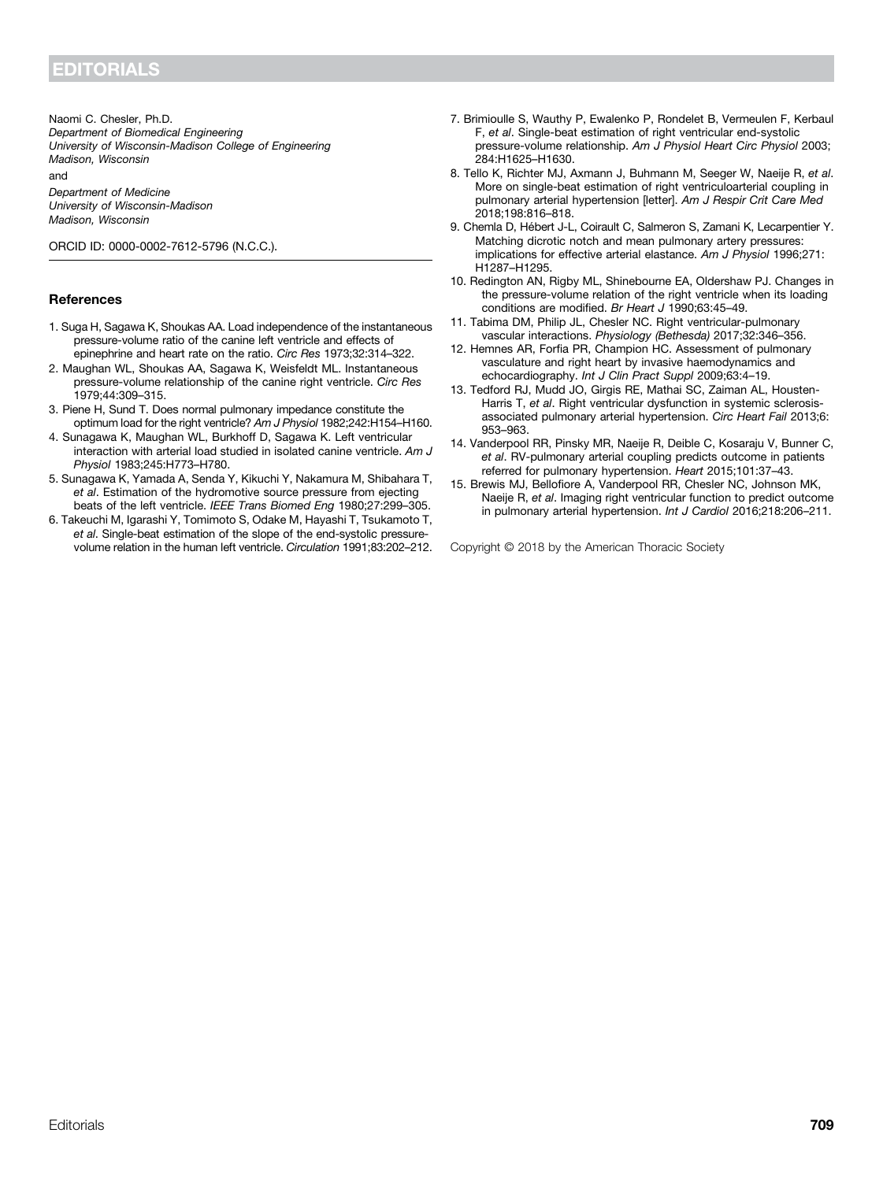Naomi C. Chesler, Ph.D.
*Department of Biomedical Engineering*
*University of Wisconsin-Madison College of Engineering*
*Madison, Wisconsin*

and

*Department of Medicine*
*University of Wisconsin-Madison*
*Madison, Wisconsin*

ORCID ID: 0000-0002-7612-5796 (N.C.C.).

## References

1. Suga H, Sagawa K, Shoukas AA. Load independence of the instantaneous pressure-volume ratio of the canine left ventricle and effects of epinephrine and heart rate on the ratio. *Circ Res* 1973;32:314–322.
2. Maughan WL, Shoukas AA, Sagawa K, Weisfeldt ML. Instantaneous pressure-volume relationship of the canine right ventricle. *Circ Res* 1979;44:309–315.
3. Piene H, Sund T. Does normal pulmonary impedance constitute the optimum load for the right ventricle? *Am J Physiol* 1982;242:H154–H160.
4. Sunagawa K, Maughan WL, Burkhoff D, Sagawa K. Left ventricular interaction with arterial load studied in isolated canine ventricle. *Am J Physiol* 1983;245:H773–H780.
5. Sunagawa K, Yamada A, Senda Y, Kikuchi Y, Nakamura M, Shibahara T, *et al*. Estimation of the hydromotive source pressure from ejecting beats of the left ventricle. *IEEE Trans Biomed Eng* 1980;27:299–305.
6. Takeuchi M, Igarashi Y, Tomimoto S, Odake M, Hayashi T, Tsukamoto T, *et al*. Single-beat estimation of the slope of the end-systolic pressure-volume relation in the human left ventricle. *Circulation* 1991;83:202–212.
7. Brimioulle S, Wauthy P, Ewalenko P, Rondelet B, Vermeulen F, Kerbaul F, *et al*. Single-beat estimation of right ventricular end-systolic pressure-volume relationship. *Am J Physiol Heart Circ Physiol* 2003; 284:H1625–H1630.
8. Tello K, Richter MJ, Axmann J, Buhmann M, Seeger W, Naeije R, *et al*. More on single-beat estimation of right ventriculoarterial coupling in pulmonary arterial hypertension [letter]. *Am J Respir Crit Care Med* 2018;198:816–818.
9. Chemla D, Hébert J-L, Coirault C, Salmeron S, Zamani K, Lecarpentier Y. Matching dicrotic notch and mean pulmonary artery pressures: implications for effective arterial elastance. *Am J Physiol* 1996;271: H1287–H1295.
10. Redington AN, Rigby ML, Shinebourne EA, Oldershaw PJ. Changes in the pressure-volume relation of the right ventricle when its loading conditions are modified. *Br Heart J* 1990;63:45–49.
11. Tabima DM, Philip JL, Chesler NC. Right ventricular-pulmonary vascular interactions. *Physiology (Bethesda)* 2017;32:346–356.
12. Hemnes AR, Forfia PR, Champion HC. Assessment of pulmonary vasculature and right heart by invasive haemodynamics and echocardiography. *Int J Clin Pract Suppl* 2009;63:4–19.
13. Tedford RJ, Mudd JO, Girgis RE, Mathai SC, Zaiman AL, Housten-Harris T, *et al*. Right ventricular dysfunction in systemic sclerosis-associated pulmonary arterial hypertension. *Circ Heart Fail* 2013;6: 953–963.
14. Vanderpool RR, Pinsky MR, Naeije R, Deible C, Kosaraju V, Bunner C, *et al*. RV-pulmonary arterial coupling predicts outcome in patients referred for pulmonary hypertension. *Heart* 2015;101:37–43.
15. Brewis MJ, Bellofiore A, Vanderpool RR, Chesler NC, Johnson MK, Naeije R, *et al*. Imaging right ventricular function to predict outcome in pulmonary arterial hypertension. *Int J Cardiol* 2016;218:206–211.

Copyright © 2018 by the American Thoracic Society